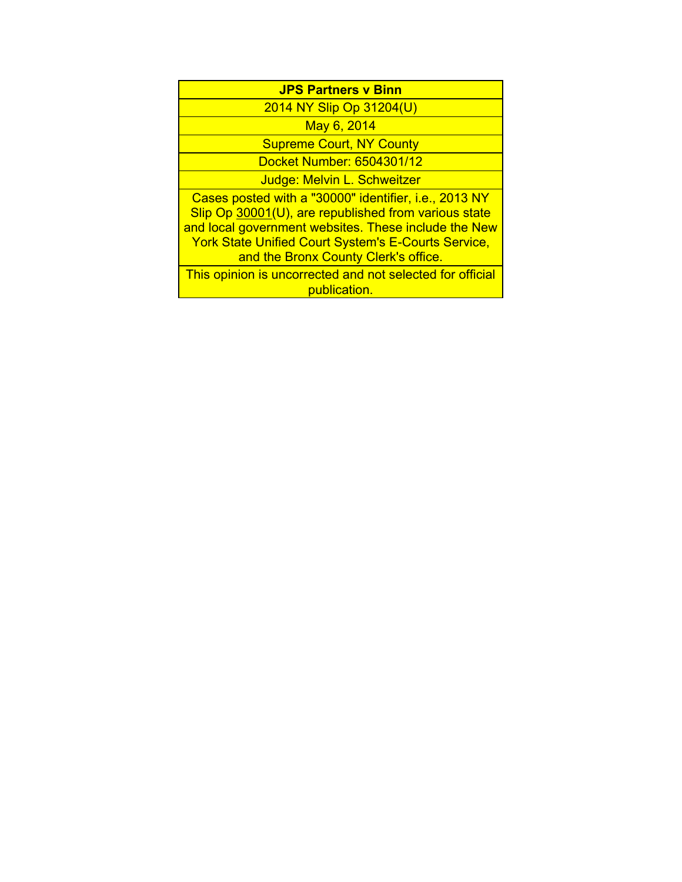**JPS Partners v Binn**

2014 NY Slip Op 31204(U)

May 6, 2014

Supreme Court, NY County

Docket Number: 6504301/12

Judge: Melvin L. Schweitzer

Cases posted with a "30000" identifier, i.e., 2013 NY Slip Op 30001(U), are republished from various state and local government websites. These include the New York State Unified Court System's E-Courts Service, and the Bronx County Clerk's office.

This opinion is uncorrected and not selected for official publication.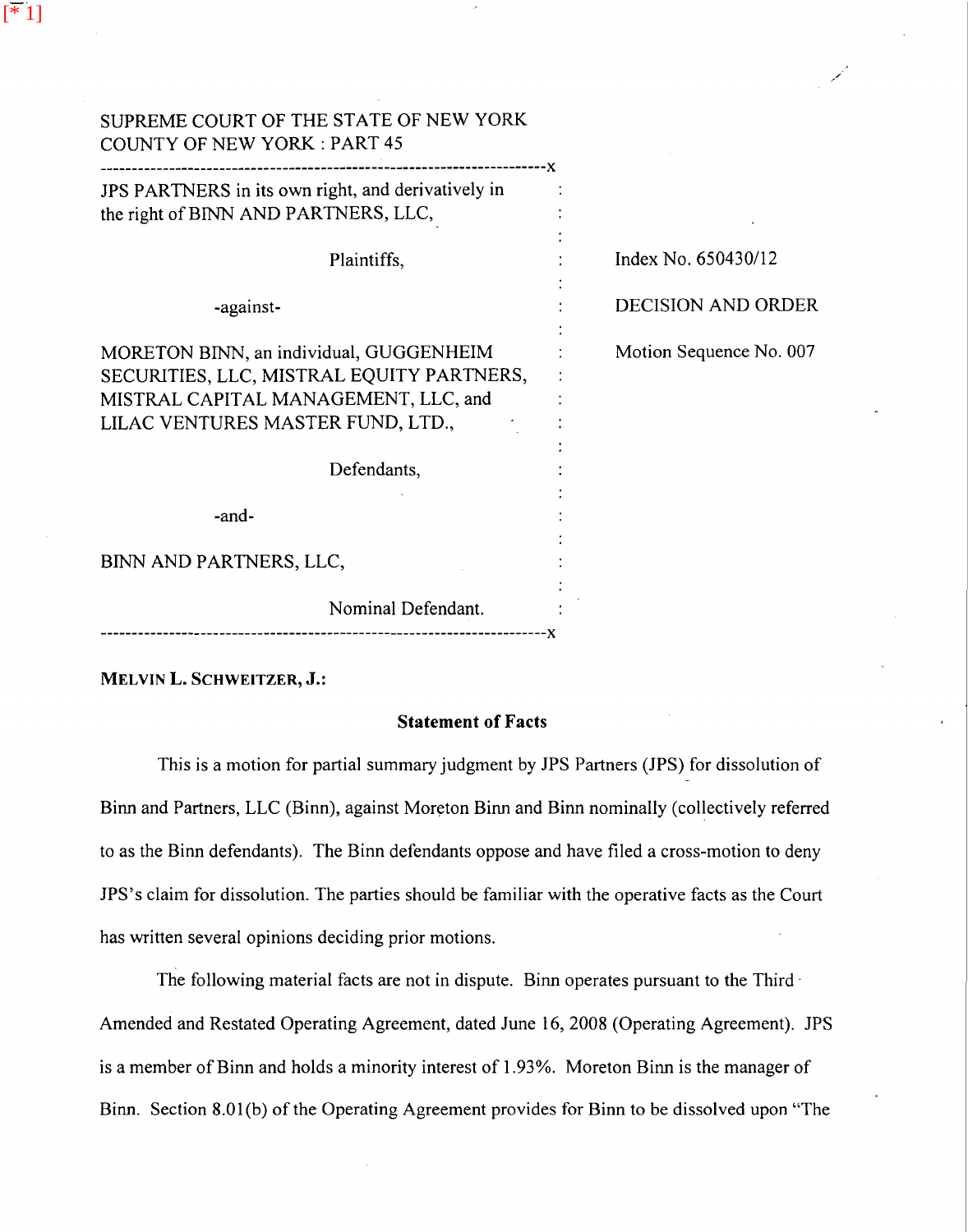SUPREME COURT OF THE STATE OF NEW YORK
COUNTY OF NEW YORK : PART 45

---

JPS PARTNERS in its own right, and derivatively in the right of BINN AND PARTNERS, LLC,

Plaintiffs,

-against-

MORETON BINN, an individual, GUGGENHEIM SECURITIES, LLC, MISTRAL EQUITY PARTNERS, MISTRAL CAPITAL MANAGEMENT, LLC, and LILAC VENTURES MASTER FUND, LTD.,

Defendants,

-and-

BINN AND PARTNERS, LLC,

Nominal Defendant.

---

Index No. 650430/12

DECISION AND ORDER

Motion Sequence No. 007

**MELVIN L. SCHWEITZER, J.:**

## Statement of Facts

This is a motion for partial summary judgment by JPS Partners (JPS) for dissolution of Binn and Partners, LLC (Binn), against Moreton Binn and Binn nominally (collectively referred to as the Binn defendants). The Binn defendants oppose and have filed a cross-motion to deny JPS's claim for dissolution. The parties should be familiar with the operative facts as the Court has written several opinions deciding prior motions.

The following material facts are not in dispute. Binn operates pursuant to the Third Amended and Restated Operating Agreement, dated June 16, 2008 (Operating Agreement). JPS is a member of Binn and holds a minority interest of 1.93%. Moreton Binn is the manager of Binn. Section 8.01(b) of the Operating Agreement provides for Binn to be dissolved upon "The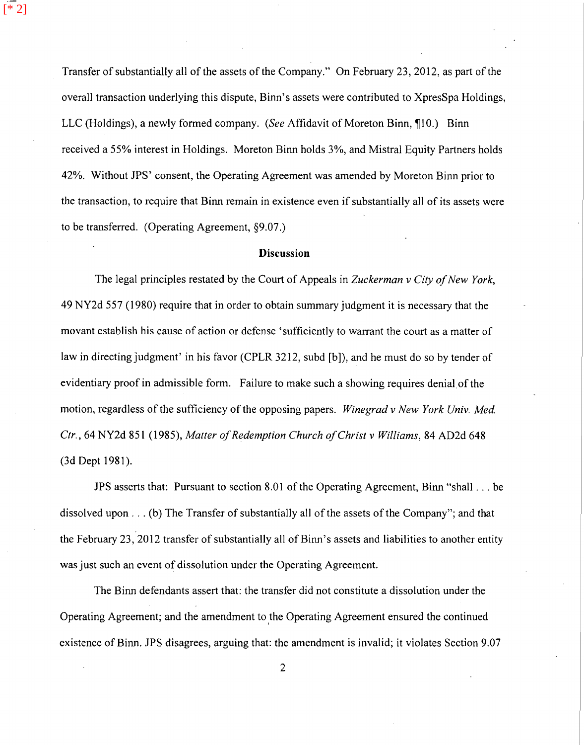Transfer of substantially all of the assets of the Company." On February 23, 2012, as part of the overall transaction underlying this dispute, Binn's assets were contributed to XpresSpa Holdings, LLC (Holdings), a newly formed company. (*See* Affidavit of Moreton Binn, ¶10.) Binn received a 55% interest in Holdings. Moreton Binn holds 3%, and Mistral Equity Partners holds 42%. Without JPS' consent, the Operating Agreement was amended by Moreton Binn prior to the transaction, to require that Binn remain in existence even if substantially all of its assets were to be transferred. (Operating Agreement, §9.07.)

## Discussion

The legal principles restated by the Court of Appeals in *Zuckerman v City of New York*, 49 NY2d 557 (1980) require that in order to obtain summary judgment it is necessary that the movant establish his cause of action or defense 'sufficiently to warrant the court as a matter of law in directing judgment' in his favor (CPLR 3212, subd [b]), and he must do so by tender of evidentiary proof in admissible form. Failure to make such a showing requires denial of the motion, regardless of the sufficiency of the opposing papers. *Winegrad v New York Univ. Med. Ctr.*, 64 NY2d 851 (1985), *Matter of Redemption Church of Christ v Williams*, 84 AD2d 648 (3d Dept 1981).

JPS asserts that: Pursuant to section 8.01 of the Operating Agreement, Binn "shall . . . be dissolved upon . . . (b) The Transfer of substantially all of the assets of the Company"; and that the February 23, 2012 transfer of substantially all of Binn's assets and liabilities to another entity was just such an event of dissolution under the Operating Agreement.

The Binn defendants assert that: the transfer did not constitute a dissolution under the Operating Agreement; and the amendment to the Operating Agreement ensured the continued existence of Binn. JPS disagrees, arguing that: the amendment is invalid; it violates Section 9.07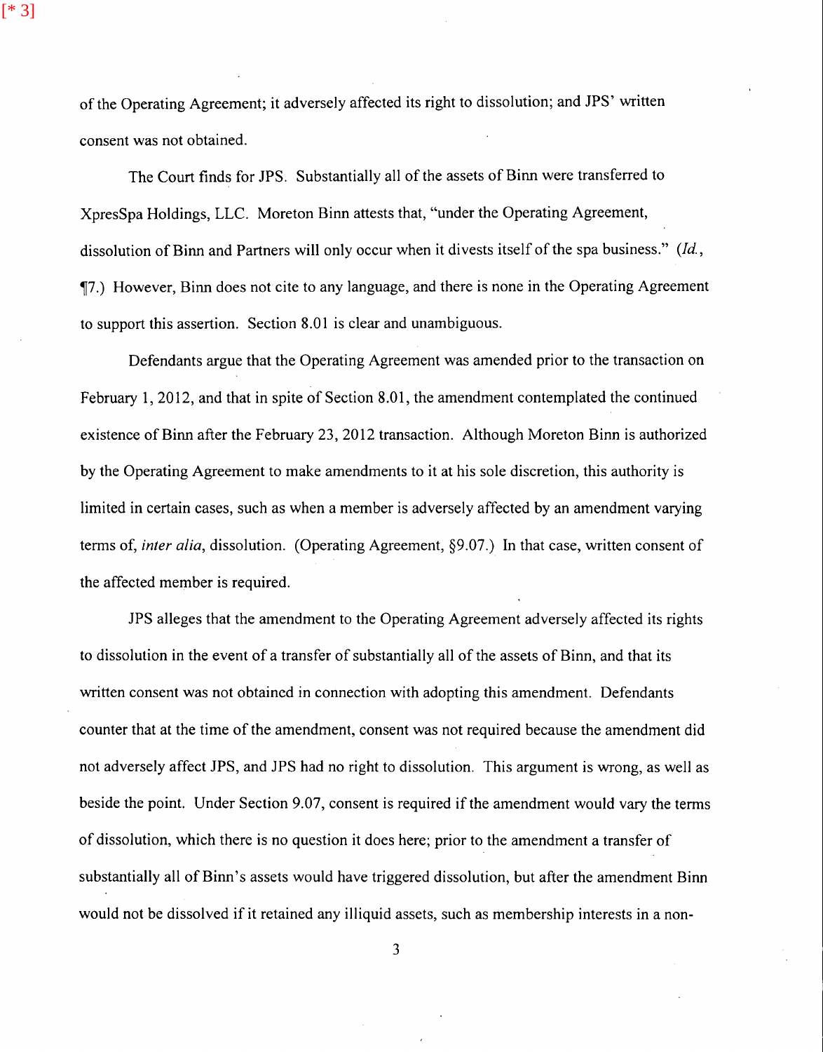of the Operating Agreement; it adversely affected its right to dissolution; and JPS' written consent was not obtained.

The Court finds for JPS. Substantially all of the assets of Binn were transferred to XpresSpa Holdings, LLC. Moreton Binn attests that, "under the Operating Agreement, dissolution of Binn and Partners will only occur when it divests itself of the spa business." (*Id.*, ¶7.) However, Binn does not cite to any language, and there is none in the Operating Agreement to support this assertion. Section 8.01 is clear and unambiguous.

Defendants argue that the Operating Agreement was amended prior to the transaction on February 1, 2012, and that in spite of Section 8.01, the amendment contemplated the continued existence of Binn after the February 23, 2012 transaction. Although Moreton Binn is authorized by the Operating Agreement to make amendments to it at his sole discretion, this authority is limited in certain cases, such as when a member is adversely affected by an amendment varying terms of, *inter alia*, dissolution. (Operating Agreement, §9.07.) In that case, written consent of the affected member is required.

JPS alleges that the amendment to the Operating Agreement adversely affected its rights to dissolution in the event of a transfer of substantially all of the assets of Binn, and that its written consent was not obtained in connection with adopting this amendment. Defendants counter that at the time of the amendment, consent was not required because the amendment did not adversely affect JPS, and JPS had no right to dissolution. This argument is wrong, as well as beside the point. Under Section 9.07, consent is required if the amendment would vary the terms of dissolution, which there is no question it does here; prior to the amendment a transfer of substantially all of Binn's assets would have triggered dissolution, but after the amendment Binn would not be dissolved if it retained any illiquid assets, such as membership interests in a non-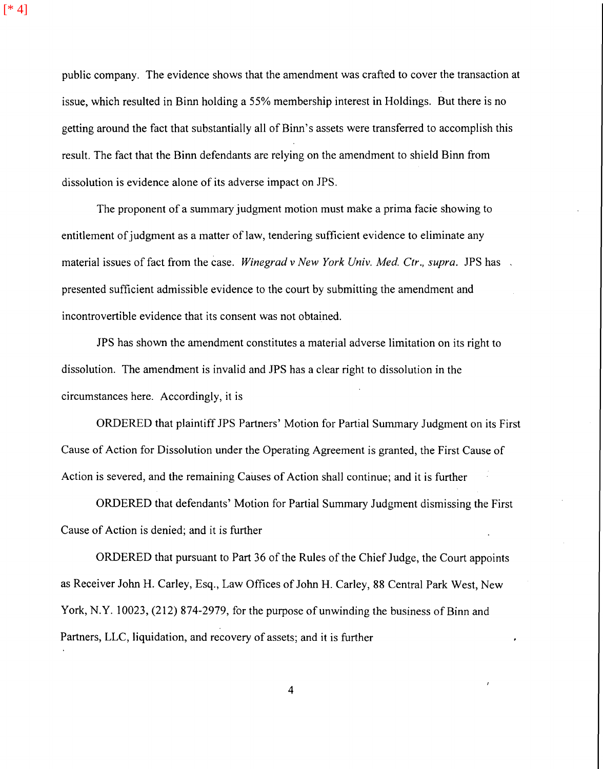public company. The evidence shows that the amendment was crafted to cover the transaction at issue, which resulted in Binn holding a 55% membership interest in Holdings. But there is no getting around the fact that substantially all of Binn's assets were transferred to accomplish this result. The fact that the Binn defendants are relying on the amendment to shield Binn from dissolution is evidence alone of its adverse impact on JPS.

The proponent of a summary judgment motion must make a prima facie showing to entitlement of judgment as a matter of law, tendering sufficient evidence to eliminate any material issues of fact from the case. *Winegrad v New York Univ. Med. Ctr., supra.* JPS has presented sufficient admissible evidence to the court by submitting the amendment and incontrovertible evidence that its consent was not obtained.

JPS has shown the amendment constitutes a material adverse limitation on its right to dissolution. The amendment is invalid and JPS has a clear right to dissolution in the circumstances here. Accordingly, it is

ORDERED that plaintiff JPS Partners' Motion for Partial Summary Judgment on its First Cause of Action for Dissolution under the Operating Agreement is granted, the First Cause of Action is severed, and the remaining Causes of Action shall continue; and it is further

ORDERED that defendants' Motion for Partial Summary Judgment dismissing the First Cause of Action is denied; and it is further

ORDERED that pursuant to Part 36 of the Rules of the Chief Judge, the Court appoints as Receiver John H. Carley, Esq., Law Offices of John H. Carley, 88 Central Park West, New York, N.Y. 10023, (212) 874-2979, for the purpose of unwinding the business of Binn and Partners, LLC, liquidation, and recovery of assets; and it is further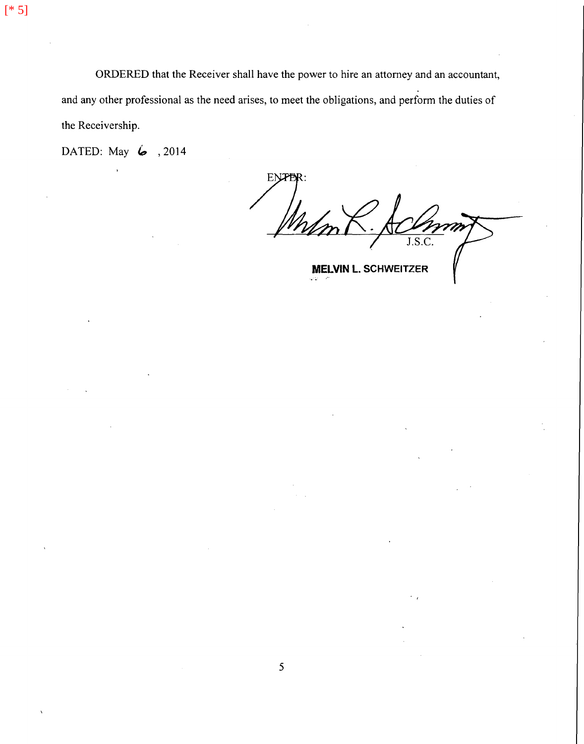ORDERED that the Receiver shall have the power to hire an attorney and an accountant, and any other professional as the need arises, to meet the obligations, and perform the duties of the Receivership.

DATED: May 6 , 2014

ENTER:

J.S.C.

**MELVIN L. SCHWEITZER**